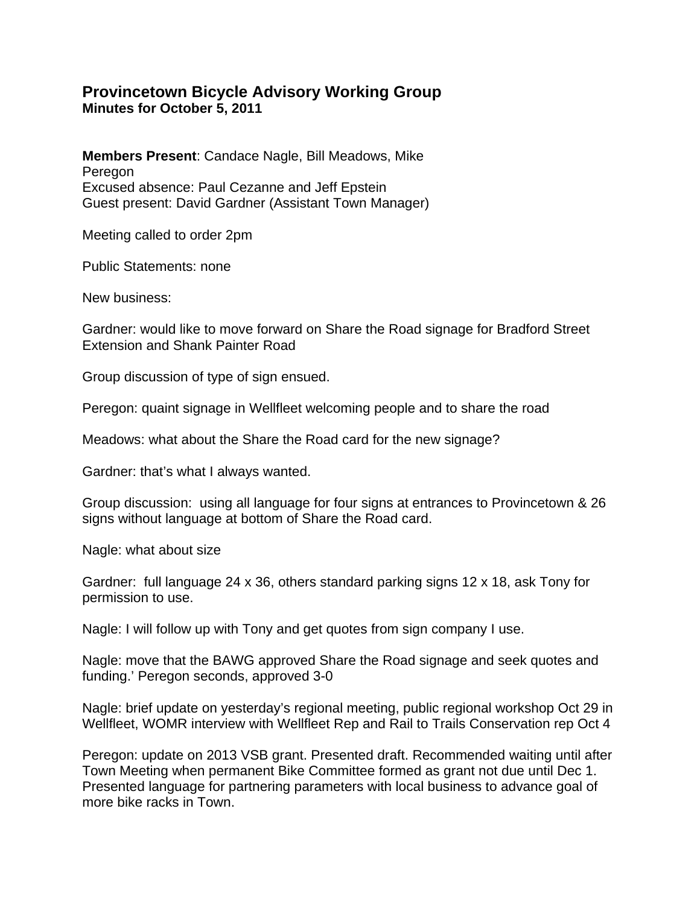# Provincetown Bicycle Advisory Working Group

**Minutes for October 5, 2011**

**Members Present**: Candace Nagle, Bill Meadows, Mike Peregon
Excused absence: Paul Cezanne and Jeff Epstein
Guest present: David Gardner (Assistant Town Manager)

Meeting called to order 2pm

Public Statements: none

New business:

Gardner: would like to move forward on Share the Road signage for Bradford Street Extension and Shank Painter Road

Group discussion of type of sign ensued.

Peregon: quaint signage in Wellfleet welcoming people and to share the road

Meadows: what about the Share the Road card for the new signage?

Gardner: that's what I always wanted.

Group discussion: using all language for four signs at entrances to Provincetown & 26 signs without language at bottom of Share the Road card.

Nagle: what about size

Gardner: full language 24 x 36, others standard parking signs 12 x 18, ask Tony for permission to use.

Nagle: I will follow up with Tony and get quotes from sign company I use.

Nagle: move that the BAWG approved Share the Road signage and seek quotes and funding.' Peregon seconds, approved 3-0

Nagle: brief update on yesterday's regional meeting, public regional workshop Oct 29 in Wellfleet, WOMR interview with Wellfleet Rep and Rail to Trails Conservation rep Oct 4

Peregon: update on 2013 VSB grant. Presented draft. Recommended waiting until after Town Meeting when permanent Bike Committee formed as grant not due until Dec 1. Presented language for partnering parameters with local business to advance goal of more bike racks in Town.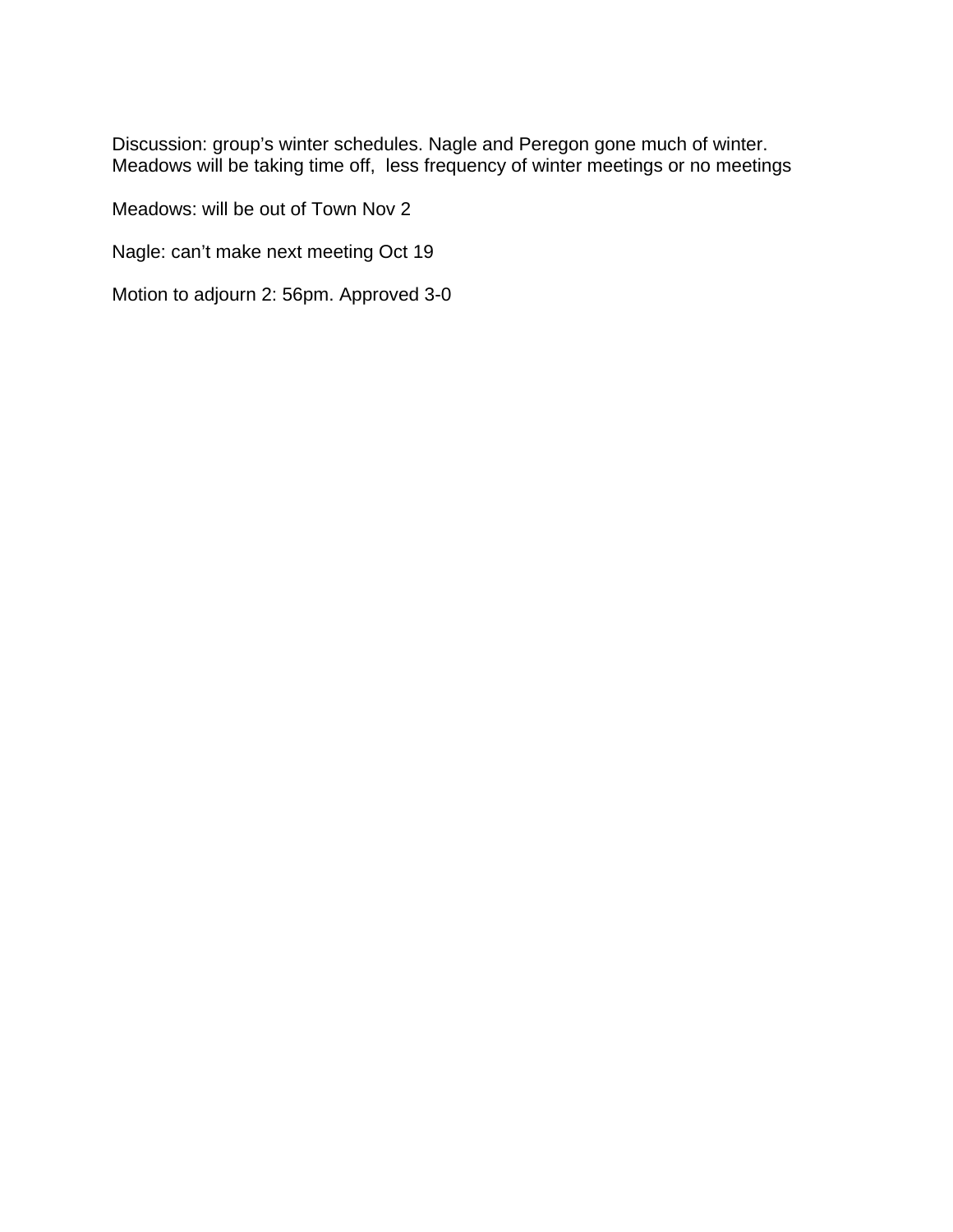Discussion: group's winter schedules. Nagle and Peregon gone much of winter. Meadows will be taking time off, less frequency of winter meetings or no meetings

Meadows: will be out of Town Nov 2

Nagle: can't make next meeting Oct 19

Motion to adjourn 2: 56pm. Approved 3-0